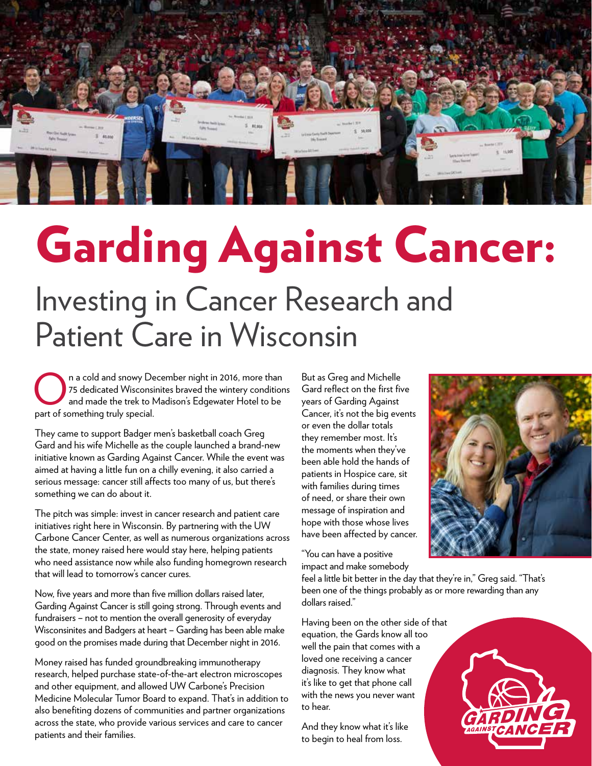# Garding Against Cancer:

## Investing in Cancer Research and Patient Care in Wisconsin

On a cold and snowy December night in 2016, more than 75 dedicated Wisconsinites braved the wintery conditions and made the trek to Madison's Edgewater Hotel to be part of something truly special.

They came to support Badger men's basketball coach Greg Gard and his wife Michelle as the couple launched a brand-new initiative known as Garding Against Cancer. While the event was aimed at having a little fun on a chilly evening, it also carried a serious message: cancer still affects too many of us, but there's something we can do about it.

The pitch was simple: invest in cancer research and patient care initiatives right here in Wisconsin. By partnering with the UW Carbone Cancer Center, as well as numerous organizations across the state, money raised here would stay here, helping patients who need assistance now while also funding homegrown research that will lead to tomorrow's cancer cures.

Now, five years and more than five million dollars raised later, Garding Against Cancer is still going strong. Through events and fundraisers – not to mention the overall generosity of everyday Wisconsinites and Badgers at heart – Garding has been able make good on the promises made during that December night in 2016.

Money raised has funded groundbreaking immunotherapy research, helped purchase state-of-the-art electron microscopes and other equipment, and allowed UW Carbone's Precision Medicine Molecular Tumor Board to expand. That's in addition to also benefiting dozens of communities and partner organizations across the state, who provide various services and care to cancer patients and their families.

But as Greg and Michelle Gard reflect on the first five years of Garding Against Cancer, it's not the big events or even the dollar totals they remember most. It's the moments when they've been able hold the hands of patients in Hospice care, sit with families during times of need, or share their own message of inspiration and hope with those whose lives have been affected by cancer.

"You can have a positive impact and make somebody feel a little bit better in the day that they're in," Greg said. "That's been one of the things probably as or more rewarding than any dollars raised."

Having been on the other side of that equation, the Gards know all too well the pain that comes with a loved one receiving a cancer diagnosis. They know what it's like to get that phone call with the news you never want to hear.

And they know what it's like to begin to heal from loss.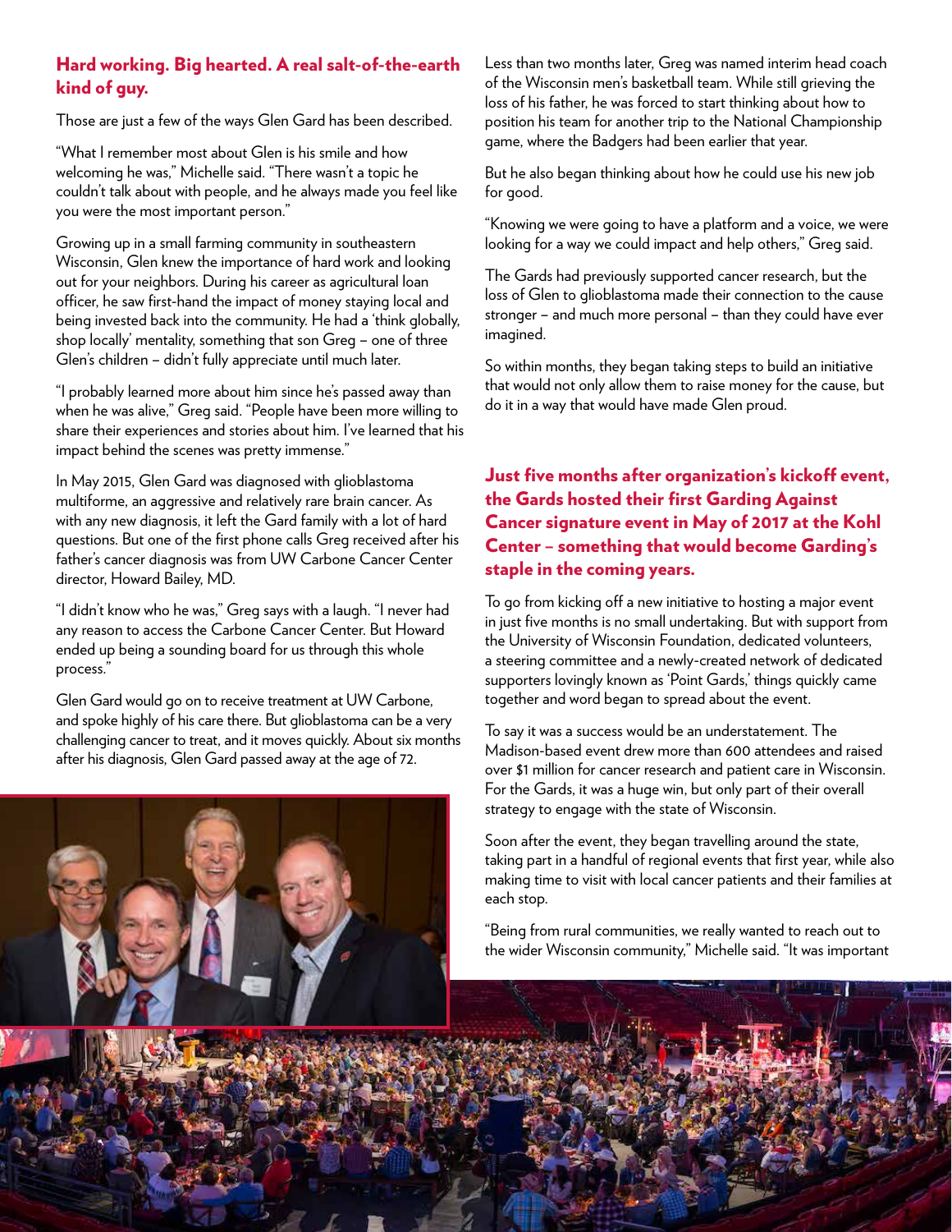## Hard working. Big hearted. A real salt-of-the-earth kind of guy.

Those are just a few of the ways Glen Gard has been described.

"What I remember most about Glen is his smile and how welcoming he was," Michelle said. "There wasn't a topic he couldn't talk about with people, and he always made you feel like you were the most important person."

Growing up in a small farming community in southeastern Wisconsin, Glen knew the importance of hard work and looking out for your neighbors. During his career as agricultural loan officer, he saw first-hand the impact of money staying local and being invested back into the community. He had a 'think globally, shop locally' mentality, something that son Greg – one of three Glen's children – didn't fully appreciate until much later.

"I probably learned more about him since he's passed away than when he was alive," Greg said. "People have been more willing to share their experiences and stories about him. I've learned that his impact behind the scenes was pretty immense."

In May 2015, Glen Gard was diagnosed with glioblastoma multiforme, an aggressive and relatively rare brain cancer. As with any new diagnosis, it left the Gard family with a lot of hard questions. But one of the first phone calls Greg received after his father's cancer diagnosis was from UW Carbone Cancer Center director, Howard Bailey, MD.

"I didn't know who he was," Greg says with a laugh. "I never had any reason to access the Carbone Cancer Center. But Howard ended up being a sounding board for us through this whole process."

Glen Gard would go on to receive treatment at UW Carbone, and spoke highly of his care there. But glioblastoma can be a very challenging cancer to treat, and it moves quickly. About six months after his diagnosis, Glen Gard passed away at the age of 72.

Less than two months later, Greg was named interim head coach of the Wisconsin men's basketball team. While still grieving the loss of his father, he was forced to start thinking about how to position his team for another trip to the National Championship game, where the Badgers had been earlier that year.

But he also began thinking about how he could use his new job for good.

"Knowing we were going to have a platform and a voice, we were looking for a way we could impact and help others," Greg said.

The Gards had previously supported cancer research, but the loss of Glen to glioblastoma made their connection to the cause stronger – and much more personal – than they could have ever imagined.

So within months, they began taking steps to build an initiative that would not only allow them to raise money for the cause, but do it in a way that would have made Glen proud.

## Just five months after organization's kickoff event, the Gards hosted their first Garding Against Cancer signature event in May of 2017 at the Kohl Center – something that would become Garding's staple in the coming years.

To go from kicking off a new initiative to hosting a major event in just five months is no small undertaking. But with support from the University of Wisconsin Foundation, dedicated volunteers, a steering committee and a newly-created network of dedicated supporters lovingly known as 'Point Gards,' things quickly came together and word began to spread about the event.

To say it was a success would be an understatement. The Madison-based event drew more than 600 attendees and raised over $1 million for cancer research and patient care in Wisconsin. For the Gards, it was a huge win, but only part of their overall strategy to engage with the state of Wisconsin.

Soon after the event, they began travelling around the state, taking part in a handful of regional events that first year, while also making time to visit with local cancer patients and their families at each stop.

"Being from rural communities, we really wanted to reach out to the wider Wisconsin community," Michelle said. "It was important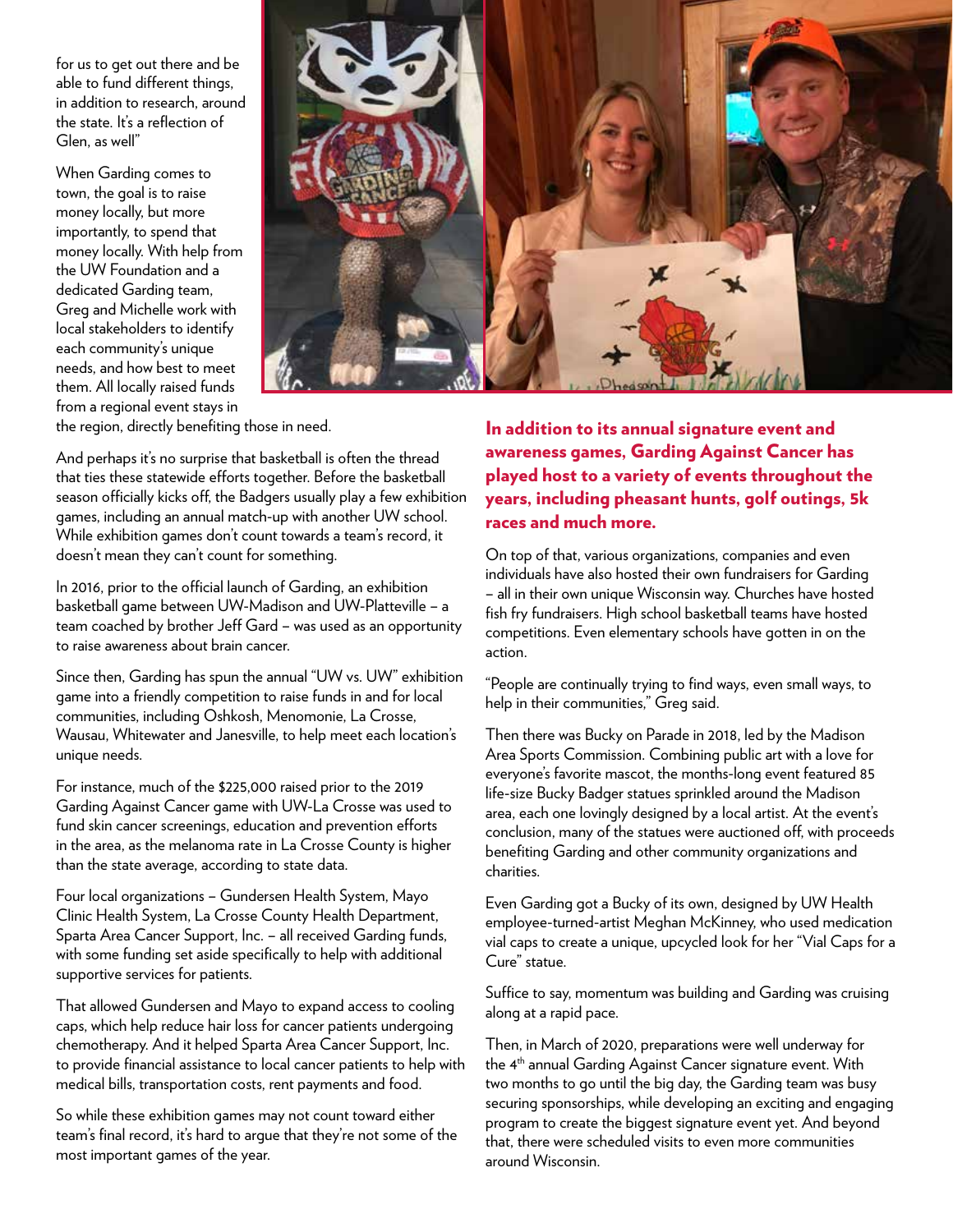for us to get out there and be able to fund different things, in addition to research, around the state. It's a reflection of Glen, as well"

When Garding comes to town, the goal is to raise money locally, but more importantly, to spend that money locally. With help from the UW Foundation and a dedicated Garding team, Greg and Michelle work with local stakeholders to identify each community's unique needs, and how best to meet them. All locally raised funds from a regional event stays in the region, directly benefiting those in need.

And perhaps it's no surprise that basketball is often the thread that ties these statewide efforts together. Before the basketball season officially kicks off, the Badgers usually play a few exhibition games, including an annual match-up with another UW school. While exhibition games don't count towards a team's record, it doesn't mean they can't count for something.

In 2016, prior to the official launch of Garding, an exhibition basketball game between UW-Madison and UW-Platteville – a team coached by brother Jeff Gard – was used as an opportunity to raise awareness about brain cancer.

Since then, Garding has spun the annual "UW vs. UW" exhibition game into a friendly competition to raise funds in and for local communities, including Oshkosh, Menomonie, La Crosse, Wausau, Whitewater and Janesville, to help meet each location's unique needs.

For instance, much of the $225,000 raised prior to the 2019 Garding Against Cancer game with UW-La Crosse was used to fund skin cancer screenings, education and prevention efforts in the area, as the melanoma rate in La Crosse County is higher than the state average, according to state data.

Four local organizations – Gundersen Health System, Mayo Clinic Health System, La Crosse County Health Department, Sparta Area Cancer Support, Inc. – all received Garding funds, with some funding set aside specifically to help with additional supportive services for patients.

That allowed Gundersen and Mayo to expand access to cooling caps, which help reduce hair loss for cancer patients undergoing chemotherapy. And it helped Sparta Area Cancer Support, Inc. to provide financial assistance to local cancer patients to help with medical bills, transportation costs, rent payments and food.

So while these exhibition games may not count toward either team's final record, it's hard to argue that they're not some of the most important games of the year.

**In addition to its annual signature event and awareness games, Garding Against Cancer has played host to a variety of events throughout the years, including pheasant hunts, golf outings, 5k races and much more.**

On top of that, various organizations, companies and even individuals have also hosted their own fundraisers for Garding – all in their own unique Wisconsin way. Churches have hosted fish fry fundraisers. High school basketball teams have hosted competitions. Even elementary schools have gotten in on the action.

"People are continually trying to find ways, even small ways, to help in their communities," Greg said.

Then there was Bucky on Parade in 2018, led by the Madison Area Sports Commission. Combining public art with a love for everyone's favorite mascot, the months-long event featured 85 life-size Bucky Badger statues sprinkled around the Madison area, each one lovingly designed by a local artist. At the event's conclusion, many of the statues were auctioned off, with proceeds benefiting Garding and other community organizations and charities.

Even Garding got a Bucky of its own, designed by UW Health employee-turned-artist Meghan McKinney, who used medication vial caps to create a unique, upcycled look for her "Vial Caps for a Cure" statue.

Suffice to say, momentum was building and Garding was cruising along at a rapid pace.

Then, in March of 2020, preparations were well underway for the 4th annual Garding Against Cancer signature event. With two months to go until the big day, the Garding team was busy securing sponsorships, while developing an exciting and engaging program to create the biggest signature event yet. And beyond that, there were scheduled visits to even more communities around Wisconsin.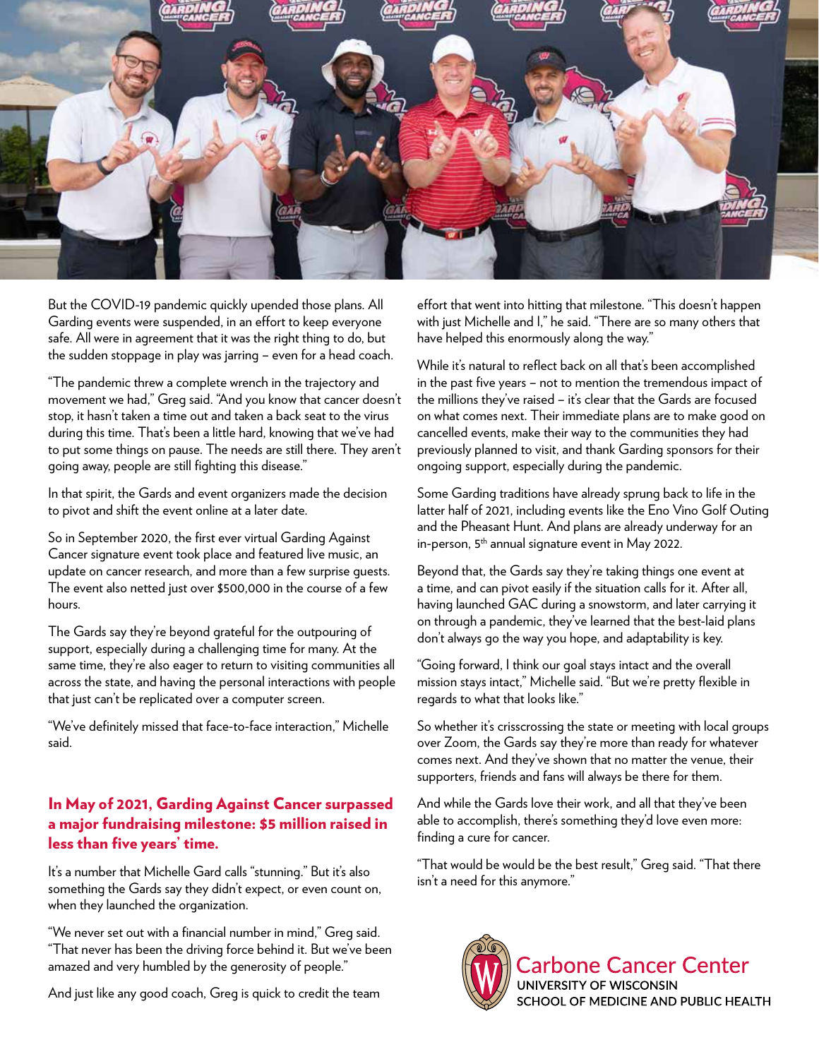But the COVID-19 pandemic quickly upended those plans. All Garding events were suspended, in an effort to keep everyone safe. All were in agreement that it was the right thing to do, but the sudden stoppage in play was jarring – even for a head coach.

"The pandemic threw a complete wrench in the trajectory and movement we had," Greg said. "And you know that cancer doesn't stop, it hasn't taken a time out and taken a back seat to the virus during this time. That's been a little hard, knowing that we've had to put some things on pause. The needs are still there. They aren't going away, people are still fighting this disease."

In that spirit, the Gards and event organizers made the decision to pivot and shift the event online at a later date.

So in September 2020, the first ever virtual Garding Against Cancer signature event took place and featured live music, an update on cancer research, and more than a few surprise guests. The event also netted just over $500,000 in the course of a few hours.

The Gards say they're beyond grateful for the outpouring of support, especially during a challenging time for many. At the same time, they're also eager to return to visiting communities all across the state, and having the personal interactions with people that just can't be replicated over a computer screen.

"We've definitely missed that face-to-face interaction," Michelle said.

### In May of 2021, Garding Against Cancer surpassed a major fundraising milestone: $5 million raised in less than five years' time.

It's a number that Michelle Gard calls "stunning." But it's also something the Gards say they didn't expect, or even count on, when they launched the organization.

"We never set out with a financial number in mind," Greg said. "That never has been the driving force behind it. But we've been amazed and very humbled by the generosity of people."

And just like any good coach, Greg is quick to credit the team effort that went into hitting that milestone. "This doesn't happen with just Michelle and I," he said. "There are so many others that have helped this enormously along the way."

While it's natural to reflect back on all that's been accomplished in the past five years – not to mention the tremendous impact of the millions they've raised – it's clear that the Gards are focused on what comes next. Their immediate plans are to make good on cancelled events, make their way to the communities they had previously planned to visit, and thank Garding sponsors for their ongoing support, especially during the pandemic.

Some Garding traditions have already sprung back to life in the latter half of 2021, including events like the Eno Vino Golf Outing and the Pheasant Hunt. And plans are already underway for an in-person, 5th annual signature event in May 2022.

Beyond that, the Gards say they're taking things one event at a time, and can pivot easily if the situation calls for it. After all, having launched GAC during a snowstorm, and later carrying it on through a pandemic, they've learned that the best-laid plans don't always go the way you hope, and adaptability is key.

"Going forward, I think our goal stays intact and the overall mission stays intact," Michelle said. "But we're pretty flexible in regards to what that looks like."

So whether it's crisscrossing the state or meeting with local groups over Zoom, the Gards say they're more than ready for whatever comes next. And they've shown that no matter the venue, their supporters, friends and fans will always be there for them.

And while the Gards love their work, and all that they've been able to accomplish, there's something they'd love even more: finding a cure for cancer.

"That would be would be the best result," Greg said. "That there isn't a need for this anymore."

Carbone Cancer Center
UNIVERSITY OF WISCONSIN
SCHOOL OF MEDICINE AND PUBLIC HEALTH